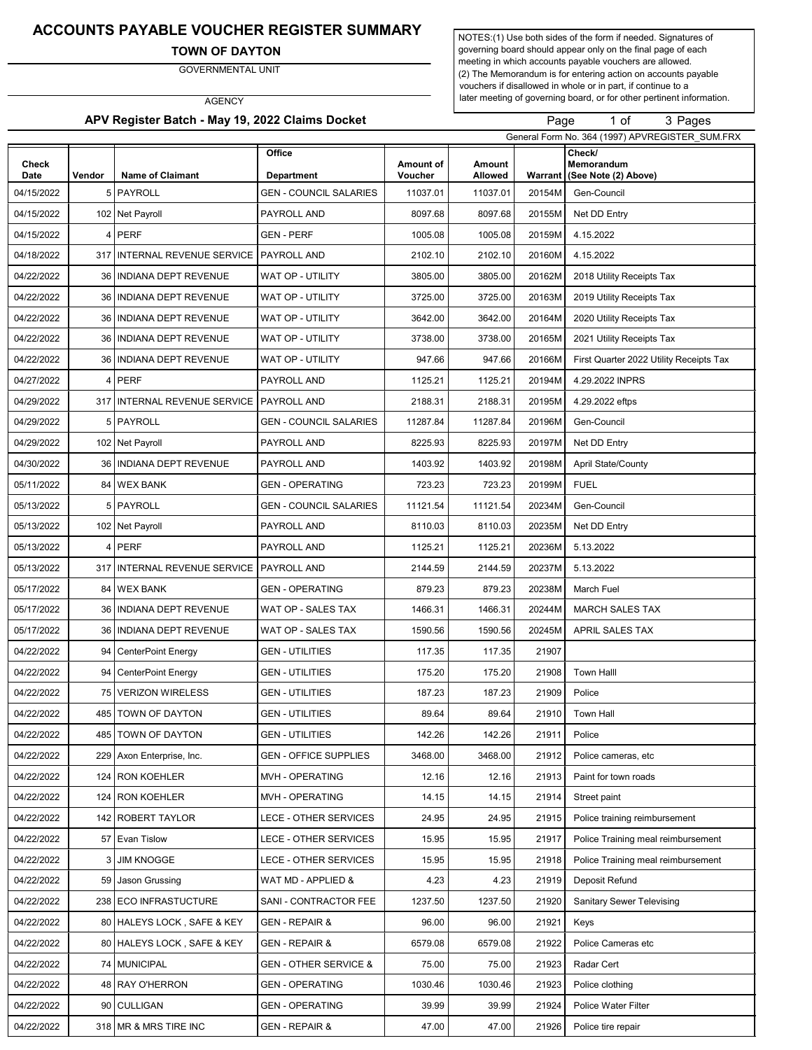# ACCOUNTS PAYABLE VOUCHER REGISTER SUMMARY

**TOWN OF DAYTON**

GOVERNMENTAL UNIT

AGENCY

NOTES:(1) Use both sides of the form if needed. Signatures of governing board should appear only on the final page of each meeting in which accounts payable vouchers are allowed.
(2) The Memorandum is for entering action on accounts payable vouchers if disallowed in whole or in part, if continue to a later meeting of governing board, or for other pertinent information.

**APV Register Batch - May 19, 2022 Claims Docket**

General Form No. 364 (1997) APVREGISTER_SUM.FRX

| Check Date | Vendor | Name of Claimant | Office Department | Amount of Voucher | Amount Allowed | Warrant | Check/ Memorandum (See Note (2) Above) |
|---|---|---|---|---|---|---|---|
| 04/15/2022 | 5 | PAYROLL | GEN - COUNCIL SALARIES | 11037.01 | 11037.01 | 20154M | Gen-Council |
| 04/15/2022 | 102 | Net Payroll | PAYROLL AND | 8097.68 | 8097.68 | 20155M | Net DD Entry |
| 04/15/2022 | 4 | PERF | GEN - PERF | 1005.08 | 1005.08 | 20159M | 4.15.2022 |
| 04/18/2022 | 317 | INTERNAL REVENUE SERVICE | PAYROLL AND | 2102.10 | 2102.10 | 20160M | 4.15.2022 |
| 04/22/2022 | 36 | INDIANA DEPT REVENUE | WAT OP - UTILITY | 3805.00 | 3805.00 | 20162M | 2018 Utility Receipts Tax |
| 04/22/2022 | 36 | INDIANA DEPT REVENUE | WAT OP - UTILITY | 3725.00 | 3725.00 | 20163M | 2019 Utility Receipts Tax |
| 04/22/2022 | 36 | INDIANA DEPT REVENUE | WAT OP - UTILITY | 3642.00 | 3642.00 | 20164M | 2020 Utility Receipts Tax |
| 04/22/2022 | 36 | INDIANA DEPT REVENUE | WAT OP - UTILITY | 3738.00 | 3738.00 | 20165M | 2021 Utility Receipts Tax |
| 04/22/2022 | 36 | INDIANA DEPT REVENUE | WAT OP - UTILITY | 947.66 | 947.66 | 20166M | First Quarter 2022 Utility Receipts Tax |
| 04/27/2022 | 4 | PERF | PAYROLL AND | 1125.21 | 1125.21 | 20194M | 4.29.2022 INPRS |
| 04/29/2022 | 317 | INTERNAL REVENUE SERVICE | PAYROLL AND | 2188.31 | 2188.31 | 20195M | 4.29.2022 eftps |
| 04/29/2022 | 5 | PAYROLL | GEN - COUNCIL SALARIES | 11287.84 | 11287.84 | 20196M | Gen-Council |
| 04/29/2022 | 102 | Net Payroll | PAYROLL AND | 8225.93 | 8225.93 | 20197M | Net DD Entry |
| 04/30/2022 | 36 | INDIANA DEPT REVENUE | PAYROLL AND | 1403.92 | 1403.92 | 20198M | April State/County |
| 05/11/2022 | 84 | WEX BANK | GEN - OPERATING | 723.23 | 723.23 | 20199M | FUEL |
| 05/13/2022 | 5 | PAYROLL | GEN - COUNCIL SALARIES | 11121.54 | 11121.54 | 20234M | Gen-Council |
| 05/13/2022 | 102 | Net Payroll | PAYROLL AND | 8110.03 | 8110.03 | 20235M | Net DD Entry |
| 05/13/2022 | 4 | PERF | PAYROLL AND | 1125.21 | 1125.21 | 20236M | 5.13.2022 |
| 05/13/2022 | 317 | INTERNAL REVENUE SERVICE | PAYROLL AND | 2144.59 | 2144.59 | 20237M | 5.13.2022 |
| 05/17/2022 | 84 | WEX BANK | GEN - OPERATING | 879.23 | 879.23 | 20238M | March Fuel |
| 05/17/2022 | 36 | INDIANA DEPT REVENUE | WAT OP - SALES TAX | 1466.31 | 1466.31 | 20244M | MARCH SALES TAX |
| 05/17/2022 | 36 | INDIANA DEPT REVENUE | WAT OP - SALES TAX | 1590.56 | 1590.56 | 20245M | APRIL SALES TAX |
| 04/22/2022 | 94 | CenterPoint Energy | GEN - UTILITIES | 117.35 | 117.35 | 21907 | |
| 04/22/2022 | 94 | CenterPoint Energy | GEN - UTILITIES | 175.20 | 175.20 | 21908 | Town Halll |
| 04/22/2022 | 75 | VERIZON WIRELESS | GEN - UTILITIES | 187.23 | 187.23 | 21909 | Police |
| 04/22/2022 | 485 | TOWN OF DAYTON | GEN - UTILITIES | 89.64 | 89.64 | 21910 | Town Hall |
| 04/22/2022 | 485 | TOWN OF DAYTON | GEN - UTILITIES | 142.26 | 142.26 | 21911 | Police |
| 04/22/2022 | 229 | Axon Enterprise, Inc. | GEN - OFFICE SUPPLIES | 3468.00 | 3468.00 | 21912 | Police cameras, etc |
| 04/22/2022 | 124 | RON KOEHLER | MVH - OPERATING | 12.16 | 12.16 | 21913 | Paint for town roads |
| 04/22/2022 | 124 | RON KOEHLER | MVH - OPERATING | 14.15 | 14.15 | 21914 | Street paint |
| 04/22/2022 | 142 | ROBERT TAYLOR | LECE - OTHER SERVICES | 24.95 | 24.95 | 21915 | Police training reimbursement |
| 04/22/2022 | 57 | Evan Tislow | LECE - OTHER SERVICES | 15.95 | 15.95 | 21917 | Police Training meal reimbursement |
| 04/22/2022 | 3 | JIM KNOGGE | LECE - OTHER SERVICES | 15.95 | 15.95 | 21918 | Police Training meal reimbursement |
| 04/22/2022 | 59 | Jason Grussing | WAT MD - APPLIED & | 4.23 | 4.23 | 21919 | Deposit Refund |
| 04/22/2022 | 238 | ECO INFRASTUCTURE | SANI - CONTRACTOR FEE | 1237.50 | 1237.50 | 21920 | Sanitary Sewer Televising |
| 04/22/2022 | 80 | HALEYS LOCK , SAFE & KEY | GEN - REPAIR & | 96.00 | 96.00 | 21921 | Keys |
| 04/22/2022 | 80 | HALEYS LOCK , SAFE & KEY | GEN - REPAIR & | 6579.08 | 6579.08 | 21922 | Police Cameras etc |
| 04/22/2022 | 74 | MUNICIPAL | GEN - OTHER SERVICE & | 75.00 | 75.00 | 21923 | Radar Cert |
| 04/22/2022 | 48 | RAY O'HERRON | GEN - OPERATING | 1030.46 | 1030.46 | 21923 | Police clothing |
| 04/22/2022 | 90 | CULLIGAN | GEN - OPERATING | 39.99 | 39.99 | 21924 | Police Water Filter |
| 04/22/2022 | 318 | MR & MRS TIRE INC | GEN - REPAIR & | 47.00 | 47.00 | 21926 | Police tire repair |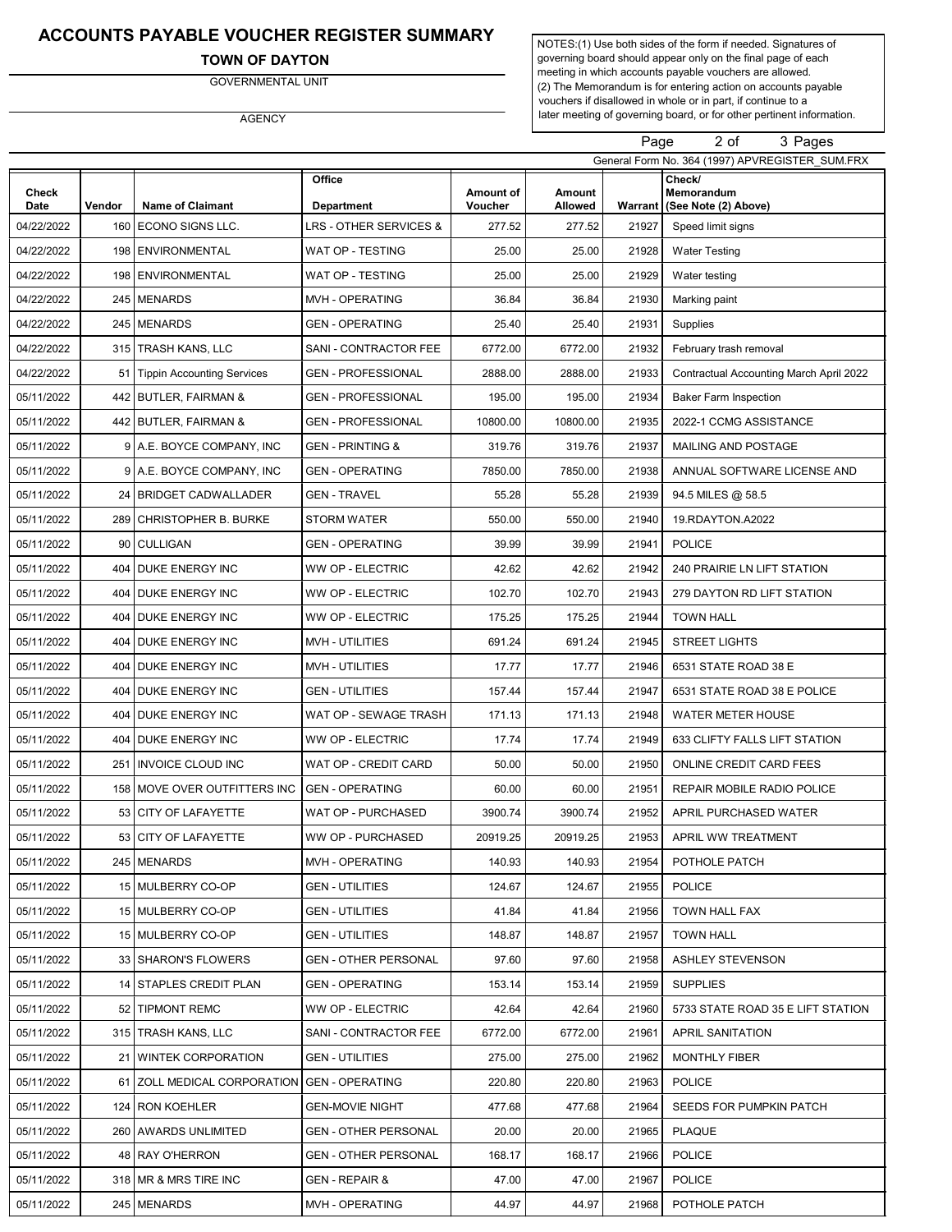# ACCOUNTS PAYABLE VOUCHER REGISTER SUMMARY

**TOWN OF DAYTON**

GOVERNMENTAL UNIT

AGENCY

NOTES:(1) Use both sides of the form if needed. Signatures of governing board should appear only on the final page of each meeting in which accounts payable vouchers are allowed.
(2) The Memorandum is for entering action on accounts payable vouchers if disallowed in whole or in part, if continue to a later meeting of governing board, or for other pertinent information.

Page 2 of 3 Pages

General Form No. 364 (1997) APVREGISTER_SUM.FRX

| Check Date | Vendor | Name of Claimant | Office Department | Amount of Voucher | Amount Allowed | Warrant | Check/ Memorandum (See Note (2) Above) |
|---|---|---|---|---|---|---|---|
| 04/22/2022 | 160 | ECONO SIGNS LLC. | LRS - OTHER SERVICES & | 277.52 | 277.52 | 21927 | Speed limit signs |
| 04/22/2022 | 198 | ENVIRONMENTAL | WAT OP - TESTING | 25.00 | 25.00 | 21928 | Water Testing |
| 04/22/2022 | 198 | ENVIRONMENTAL | WAT OP - TESTING | 25.00 | 25.00 | 21929 | Water testing |
| 04/22/2022 | 245 | MENARDS | MVH - OPERATING | 36.84 | 36.84 | 21930 | Marking paint |
| 04/22/2022 | 245 | MENARDS | GEN - OPERATING | 25.40 | 25.40 | 21931 | Supplies |
| 04/22/2022 | 315 | TRASH KANS, LLC | SANI - CONTRACTOR FEE | 6772.00 | 6772.00 | 21932 | February trash removal |
| 04/22/2022 | 51 | Tippin Accounting Services | GEN - PROFESSIONAL | 2888.00 | 2888.00 | 21933 | Contractual Accounting March April 2022 |
| 05/11/2022 | 442 | BUTLER, FAIRMAN & | GEN - PROFESSIONAL | 195.00 | 195.00 | 21934 | Baker Farm Inspection |
| 05/11/2022 | 442 | BUTLER, FAIRMAN & | GEN - PROFESSIONAL | 10800.00 | 10800.00 | 21935 | 2022-1 CCMG ASSISTANCE |
| 05/11/2022 | 9 | A.E. BOYCE COMPANY, INC | GEN - PRINTING & | 319.76 | 319.76 | 21937 | MAILING AND POSTAGE |
| 05/11/2022 | 9 | A.E. BOYCE COMPANY, INC | GEN - OPERATING | 7850.00 | 7850.00 | 21938 | ANNUAL SOFTWARE LICENSE AND |
| 05/11/2022 | 24 | BRIDGET CADWALLADER | GEN - TRAVEL | 55.28 | 55.28 | 21939 | 94.5 MILES @ 58.5 |
| 05/11/2022 | 289 | CHRISTOPHER B. BURKE | STORM WATER | 550.00 | 550.00 | 21940 | 19.RDAYTON.A2022 |
| 05/11/2022 | 90 | CULLIGAN | GEN - OPERATING | 39.99 | 39.99 | 21941 | POLICE |
| 05/11/2022 | 404 | DUKE ENERGY INC | WW OP - ELECTRIC | 42.62 | 42.62 | 21942 | 240 PRAIRIE LN LIFT STATION |
| 05/11/2022 | 404 | DUKE ENERGY INC | WW OP - ELECTRIC | 102.70 | 102.70 | 21943 | 279 DAYTON RD LIFT STATION |
| 05/11/2022 | 404 | DUKE ENERGY INC | WW OP - ELECTRIC | 175.25 | 175.25 | 21944 | TOWN HALL |
| 05/11/2022 | 404 | DUKE ENERGY INC | MVH - UTILITIES | 691.24 | 691.24 | 21945 | STREET LIGHTS |
| 05/11/2022 | 404 | DUKE ENERGY INC | MVH - UTILITIES | 17.77 | 17.77 | 21946 | 6531 STATE ROAD 38 E |
| 05/11/2022 | 404 | DUKE ENERGY INC | GEN - UTILITIES | 157.44 | 157.44 | 21947 | 6531 STATE ROAD 38 E POLICE |
| 05/11/2022 | 404 | DUKE ENERGY INC | WAT OP - SEWAGE TRASH | 171.13 | 171.13 | 21948 | WATER METER HOUSE |
| 05/11/2022 | 404 | DUKE ENERGY INC | WW OP - ELECTRIC | 17.74 | 17.74 | 21949 | 633 CLIFTY FALLS LIFT STATION |
| 05/11/2022 | 251 | INVOICE CLOUD INC | WAT OP - CREDIT CARD | 50.00 | 50.00 | 21950 | ONLINE CREDIT CARD FEES |
| 05/11/2022 | 158 | MOVE OVER OUTFITTERS INC | GEN - OPERATING | 60.00 | 60.00 | 21951 | REPAIR MOBILE RADIO POLICE |
| 05/11/2022 | 53 | CITY OF LAFAYETTE | WAT OP - PURCHASED | 3900.74 | 3900.74 | 21952 | APRIL PURCHASED WATER |
| 05/11/2022 | 53 | CITY OF LAFAYETTE | WW OP - PURCHASED | 20919.25 | 20919.25 | 21953 | APRIL WW TREATMENT |
| 05/11/2022 | 245 | MENARDS | MVH - OPERATING | 140.93 | 140.93 | 21954 | POTHOLE PATCH |
| 05/11/2022 | 15 | MULBERRY CO-OP | GEN - UTILITIES | 124.67 | 124.67 | 21955 | POLICE |
| 05/11/2022 | 15 | MULBERRY CO-OP | GEN - UTILITIES | 41.84 | 41.84 | 21956 | TOWN HALL FAX |
| 05/11/2022 | 15 | MULBERRY CO-OP | GEN - UTILITIES | 148.87 | 148.87 | 21957 | TOWN HALL |
| 05/11/2022 | 33 | SHARON'S FLOWERS | GEN - OTHER PERSONAL | 97.60 | 97.60 | 21958 | ASHLEY STEVENSON |
| 05/11/2022 | 14 | STAPLES CREDIT PLAN | GEN - OPERATING | 153.14 | 153.14 | 21959 | SUPPLIES |
| 05/11/2022 | 52 | TIPMONT REMC | WW OP - ELECTRIC | 42.64 | 42.64 | 21960 | 5733 STATE ROAD 35 E LIFT STATION |
| 05/11/2022 | 315 | TRASH KANS, LLC | SANI - CONTRACTOR FEE | 6772.00 | 6772.00 | 21961 | APRIL SANITATION |
| 05/11/2022 | 21 | WINTEK CORPORATION | GEN - UTILITIES | 275.00 | 275.00 | 21962 | MONTHLY FIBER |
| 05/11/2022 | 61 | ZOLL MEDICAL CORPORATION | GEN - OPERATING | 220.80 | 220.80 | 21963 | POLICE |
| 05/11/2022 | 124 | RON KOEHLER | GEN-MOVIE NIGHT | 477.68 | 477.68 | 21964 | SEEDS FOR PUMPKIN PATCH |
| 05/11/2022 | 260 | AWARDS UNLIMITED | GEN - OTHER PERSONAL | 20.00 | 20.00 | 21965 | PLAQUE |
| 05/11/2022 | 48 | RAY O'HERRON | GEN - OTHER PERSONAL | 168.17 | 168.17 | 21966 | POLICE |
| 05/11/2022 | 318 | MR & MRS TIRE INC | GEN - REPAIR & | 47.00 | 47.00 | 21967 | POLICE |
| 05/11/2022 | 245 | MENARDS | MVH - OPERATING | 44.97 | 44.97 | 21968 | POTHOLE PATCH |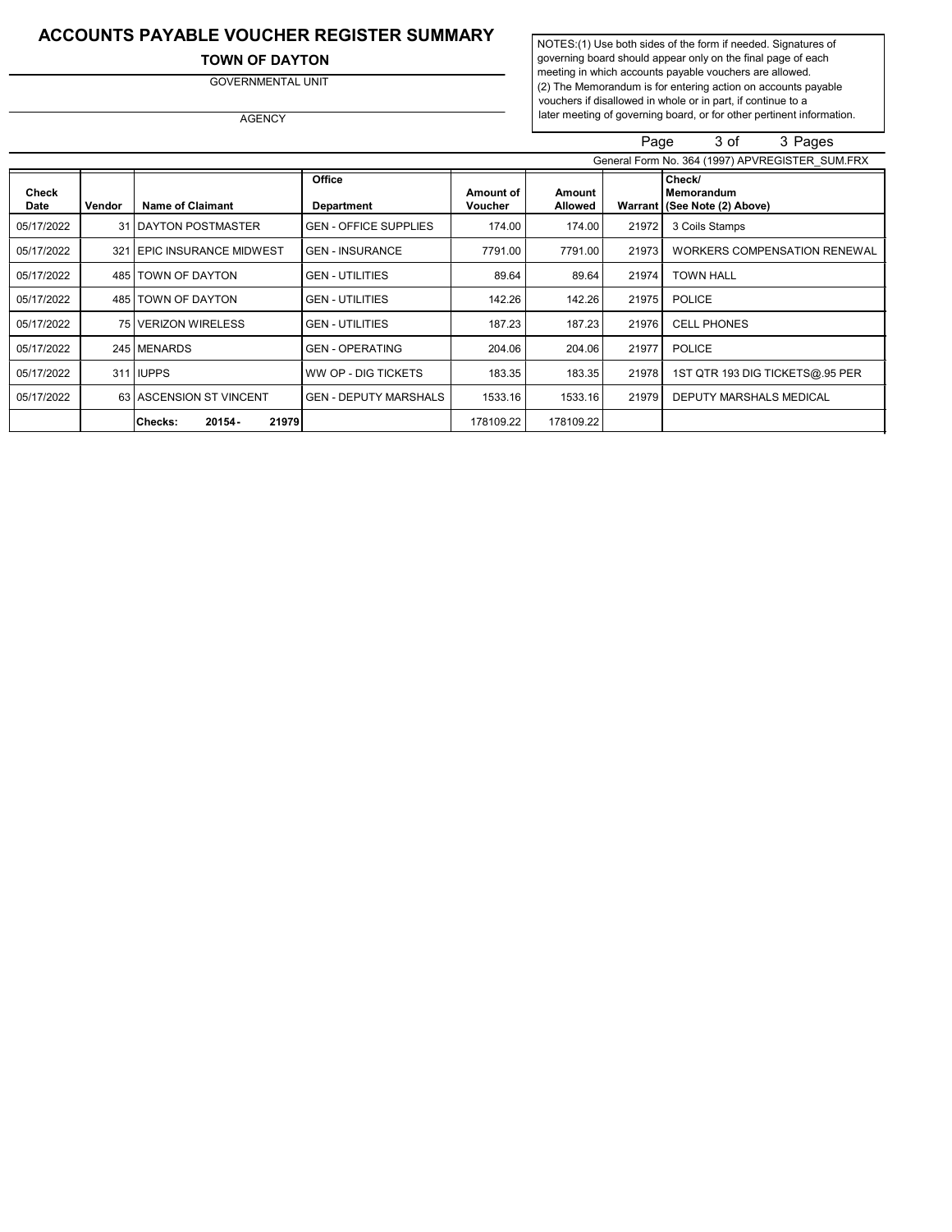# ACCOUNTS PAYABLE VOUCHER REGISTER SUMMARY

**TOWN OF DAYTON**

GOVERNMENTAL UNIT

AGENCY

NOTES:(1) Use both sides of the form if needed. Signatures of governing board should appear only on the final page of each meeting in which accounts payable vouchers are allowed.
(2) The Memorandum is for entering action on accounts payable vouchers if disallowed in whole or in part, if continue to a later meeting of governing board, or for other pertinent information.

Page 3 of 3 Pages

General Form No. 364 (1997) APVREGISTER_SUM.FRX

| Check Date | Vendor | Name of Claimant | Office Department | Amount of Voucher | Amount Allowed | Warrant | Check/ Memorandum (See Note (2) Above) |
|---|---|---|---|---|---|---|---|
| 05/17/2022 | 31 | DAYTON POSTMASTER | GEN - OFFICE SUPPLIES | 174.00 | 174.00 | 21972 | 3 Coils Stamps |
| 05/17/2022 | 321 | EPIC INSURANCE MIDWEST | GEN - INSURANCE | 7791.00 | 7791.00 | 21973 | WORKERS COMPENSATION RENEWAL |
| 05/17/2022 | 485 | TOWN OF DAYTON | GEN - UTILITIES | 89.64 | 89.64 | 21974 | TOWN HALL |
| 05/17/2022 | 485 | TOWN OF DAYTON | GEN - UTILITIES | 142.26 | 142.26 | 21975 | POLICE |
| 05/17/2022 | 75 | VERIZON WIRELESS | GEN - UTILITIES | 187.23 | 187.23 | 21976 | CELL PHONES |
| 05/17/2022 | 245 | MENARDS | GEN - OPERATING | 204.06 | 204.06 | 21977 | POLICE |
| 05/17/2022 | 311 | IUPPS | WW OP - DIG TICKETS | 183.35 | 183.35 | 21978 | 1ST QTR 193 DIG TICKETS@.95 PER |
| 05/17/2022 | 63 | ASCENSION ST VINCENT | GEN - DEPUTY MARSHALS | 1533.16 | 1533.16 | 21979 | DEPUTY MARSHALS MEDICAL |
| | | **Checks: 20154 - 21979** | | 178109.22 | 178109.22 | | |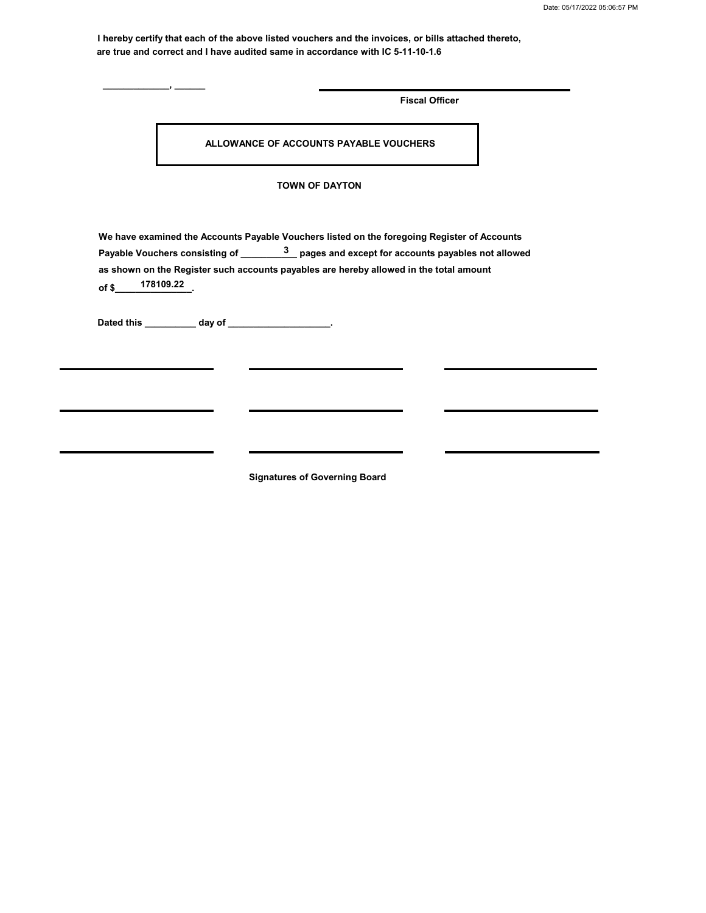**I hereby certify that each of the above listed vouchers and the invoices, or bills attached thereto, are true and correct and I have audited same in accordance with IC 5-11-10-1.6**

\_\_\_\_\_\_\_\_\_\_\_\_, \_\_\_\_\_\_

\_\_\_\_\_\_\_\_\_\_\_\_\_\_\_\_\_\_\_\_\_\_\_\_\_\_\_\_\_\_\_\_\_\_\_\_\_\_

**Fiscal Officer**

## ALLOWANCE OF ACCOUNTS PAYABLE VOUCHERS

### TOWN OF DAYTON

**We have examined the Accounts Payable Vouchers listed on the foregoing Register of Accounts Payable Vouchers consisting of \_\_\_3\_\_\_ pages and except for accounts payables not allowed as shown on the Register such accounts payables are hereby allowed in the total amount of $\_\_178109.22\_\_.**

**Dated this \_\_\_\_\_\_\_\_\_\_ day of \_\_\_\_\_\_\_\_\_\_\_\_\_\_\_\_\_\_\_\_.**

| | | |
|---|---|---|
| \_\_\_\_\_\_\_\_\_\_\_\_\_\_\_\_\_\_\_\_ | \_\_\_\_\_\_\_\_\_\_\_\_\_\_\_\_\_\_\_\_ | \_\_\_\_\_\_\_\_\_\_\_\_\_\_\_\_\_\_\_\_ |
| \_\_\_\_\_\_\_\_\_\_\_\_\_\_\_\_\_\_\_\_ | \_\_\_\_\_\_\_\_\_\_\_\_\_\_\_\_\_\_\_\_ | \_\_\_\_\_\_\_\_\_\_\_\_\_\_\_\_\_\_\_\_ |
| \_\_\_\_\_\_\_\_\_\_\_\_\_\_\_\_\_\_\_\_ | \_\_\_\_\_\_\_\_\_\_\_\_\_\_\_\_\_\_\_\_ | \_\_\_\_\_\_\_\_\_\_\_\_\_\_\_\_\_\_\_\_ |

**Signatures of Governing Board**